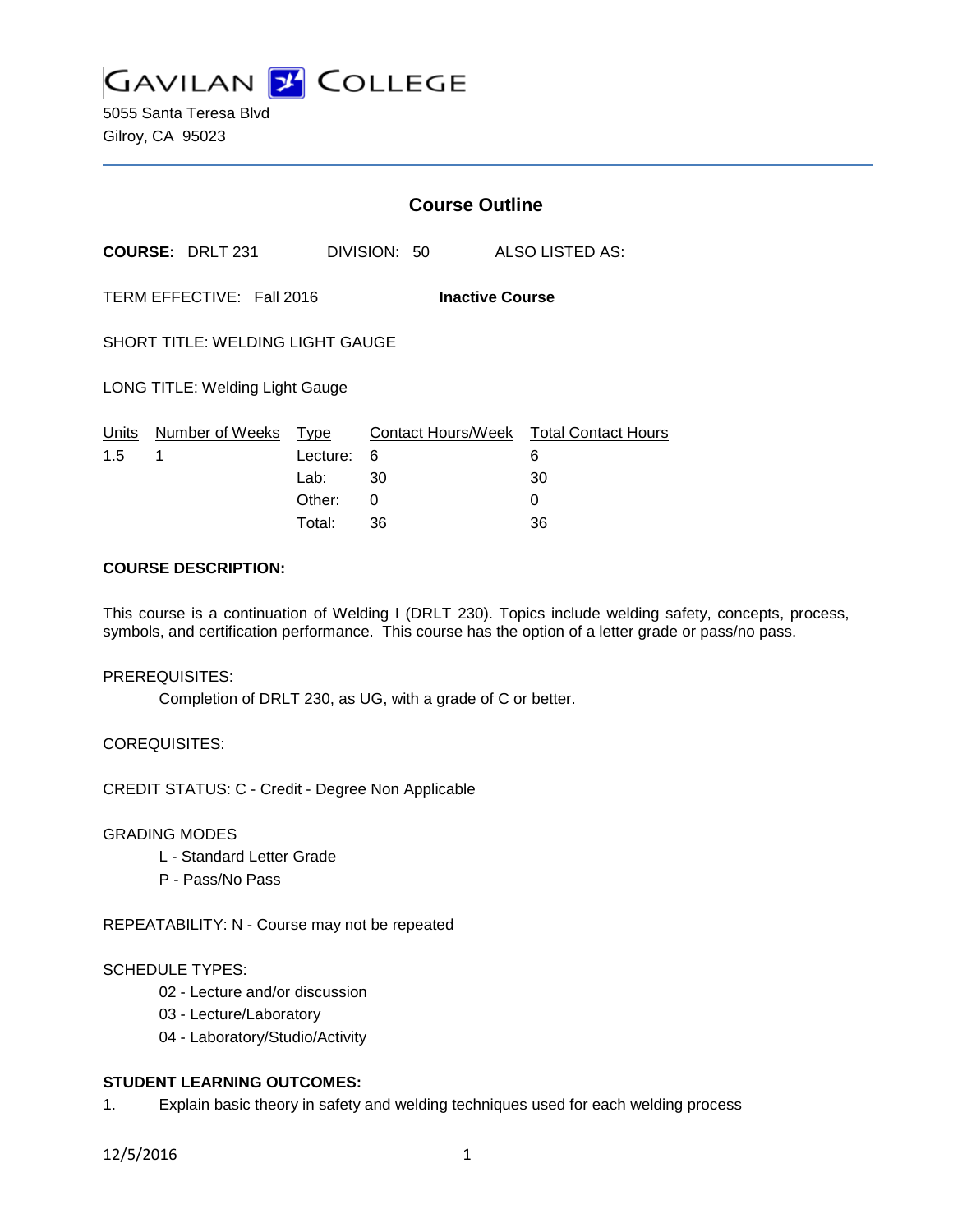# GAVILAN COLLEGE

5055 Santa Teresa Blvd
Gilroy, CA 95023

## Course Outline

**COURSE:** DRLT 231 DIVISION: 50 ALSO LISTED AS:

TERM EFFECTIVE: Fall 2016 **Inactive Course**

SHORT TITLE: WELDING LIGHT GAUGE

LONG TITLE: Welding Light Gauge

| Units | Number of Weeks | Type | Contact Hours/Week | Total Contact Hours |
|---|---|---|---|---|
| 1.5 | 1 | Lecture: | 6 | 6 |
| | | Lab: | 30 | 30 |
| | | Other: | 0 | 0 |
| | | Total: | 36 | 36 |

**COURSE DESCRIPTION:**

This course is a continuation of Welding I (DRLT 230). Topics include welding safety, concepts, process, symbols, and certification performance. This course has the option of a letter grade or pass/no pass.

PREREQUISITES:

Completion of DRLT 230, as UG, with a grade of C or better.

COREQUISITES:

CREDIT STATUS: C - Credit - Degree Non Applicable

GRADING MODES

L - Standard Letter Grade
P - Pass/No Pass

REPEATABILITY: N - Course may not be repeated

SCHEDULE TYPES:

02 - Lecture and/or discussion
03 - Lecture/Laboratory
04 - Laboratory/Studio/Activity

**STUDENT LEARNING OUTCOMES:**

1. Explain basic theory in safety and welding techniques used for each welding process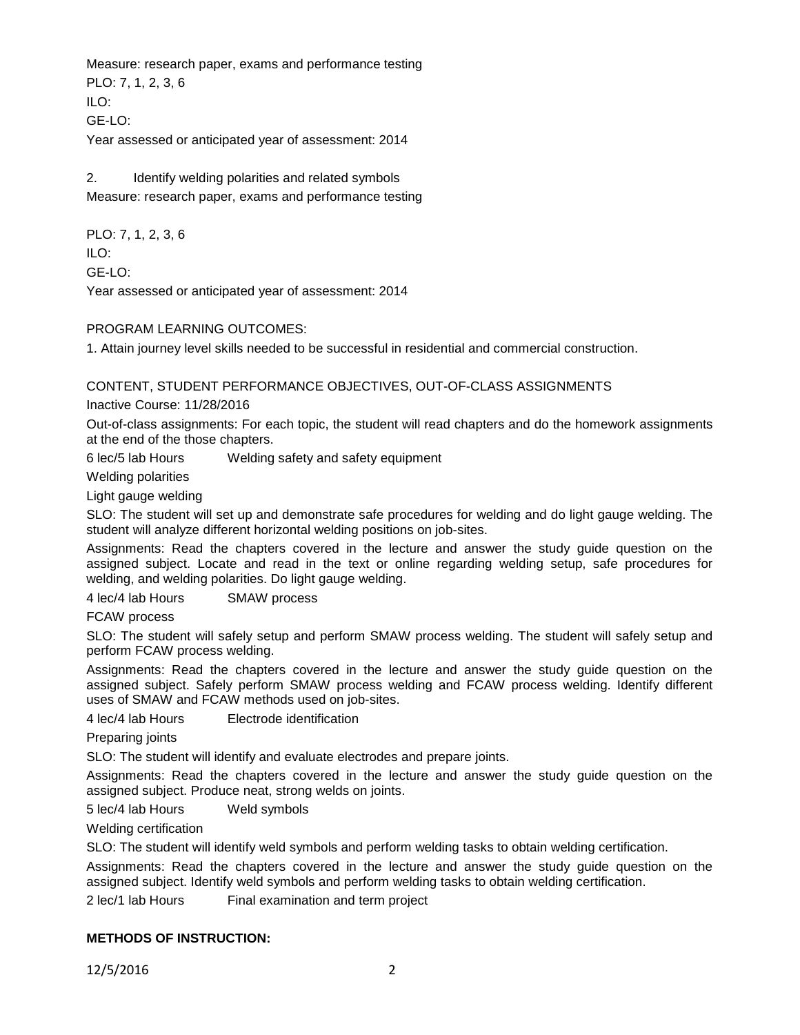Measure: research paper, exams and performance testing

PLO: 7, 1, 2, 3, 6

ILO:

GE-LO:

Year assessed or anticipated year of assessment: 2014

2. Identify welding polarities and related symbols

Measure: research paper, exams and performance testing

PLO: 7, 1, 2, 3, 6

ILO:

GE-LO:

Year assessed or anticipated year of assessment: 2014

PROGRAM LEARNING OUTCOMES:

1. Attain journey level skills needed to be successful in residential and commercial construction.

CONTENT, STUDENT PERFORMANCE OBJECTIVES, OUT-OF-CLASS ASSIGNMENTS

Inactive Course: 11/28/2016

Out-of-class assignments: For each topic, the student will read chapters and do the homework assignments at the end of the those chapters.

6 lec/5 lab Hours Welding safety and safety equipment

Welding polarities

Light gauge welding

SLO: The student will set up and demonstrate safe procedures for welding and do light gauge welding. The student will analyze different horizontal welding positions on job-sites.

Assignments: Read the chapters covered in the lecture and answer the study guide question on the assigned subject. Locate and read in the text or online regarding welding setup, safe procedures for welding, and welding polarities. Do light gauge welding.

4 lec/4 lab Hours SMAW process

FCAW process

SLO: The student will safely setup and perform SMAW process welding. The student will safely setup and perform FCAW process welding.

Assignments: Read the chapters covered in the lecture and answer the study guide question on the assigned subject. Safely perform SMAW process welding and FCAW process welding. Identify different uses of SMAW and FCAW methods used on job-sites.

4 lec/4 lab Hours Electrode identification

Preparing joints

SLO: The student will identify and evaluate electrodes and prepare joints.

Assignments: Read the chapters covered in the lecture and answer the study guide question on the assigned subject. Produce neat, strong welds on joints.

5 lec/4 lab Hours Weld symbols

Welding certification

SLO: The student will identify weld symbols and perform welding tasks to obtain welding certification.

Assignments: Read the chapters covered in the lecture and answer the study guide question on the assigned subject. Identify weld symbols and perform welding tasks to obtain welding certification.

2 lec/1 lab Hours Final examination and term project

**METHODS OF INSTRUCTION:**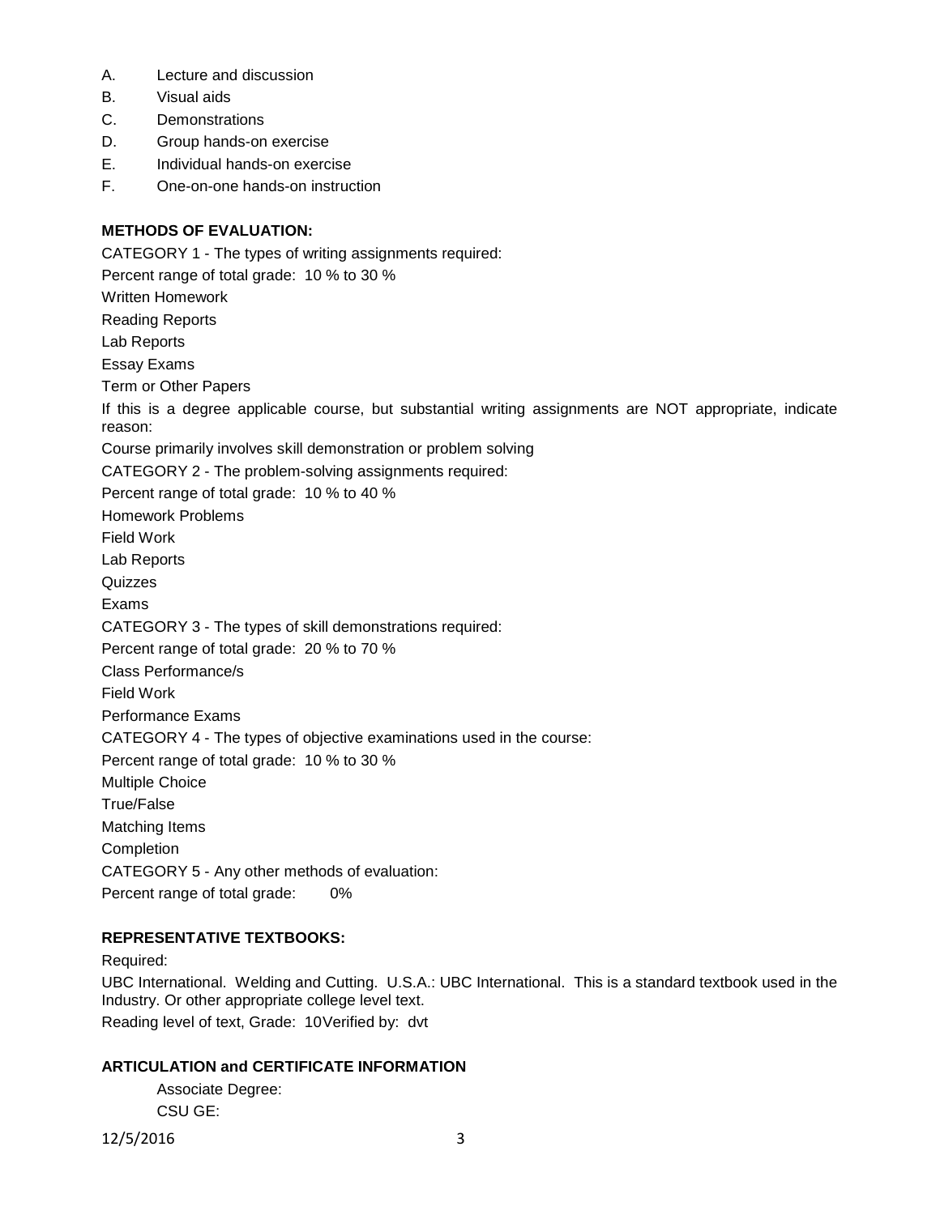A. Lecture and discussion
B. Visual aids
C. Demonstrations
D. Group hands-on exercise
E. Individual hands-on exercise
F. One-on-one hands-on instruction

**METHODS OF EVALUATION:**

CATEGORY 1 - The types of writing assignments required:

Percent range of total grade: 10 % to 30 %

Written Homework

Reading Reports

Lab Reports

Essay Exams

Term or Other Papers

If this is a degree applicable course, but substantial writing assignments are NOT appropriate, indicate reason:

Course primarily involves skill demonstration or problem solving

CATEGORY 2 - The problem-solving assignments required:

Percent range of total grade: 10 % to 40 %

Homework Problems

Field Work

Lab Reports

Quizzes

Exams

CATEGORY 3 - The types of skill demonstrations required:

Percent range of total grade: 20 % to 70 %

Class Performance/s

Field Work

Performance Exams

CATEGORY 4 - The types of objective examinations used in the course:

Percent range of total grade: 10 % to 30 %

Multiple Choice

True/False

Matching Items

Completion

CATEGORY 5 - Any other methods of evaluation:

Percent range of total grade: 0%

**REPRESENTATIVE TEXTBOOKS:**

Required:

UBC International. Welding and Cutting. U.S.A.: UBC International. This is a standard textbook used in the Industry. Or other appropriate college level text.

Reading level of text, Grade: 10Verified by: dvt

**ARTICULATION and CERTIFICATE INFORMATION**

Associate Degree:

CSU GE:

12/5/2016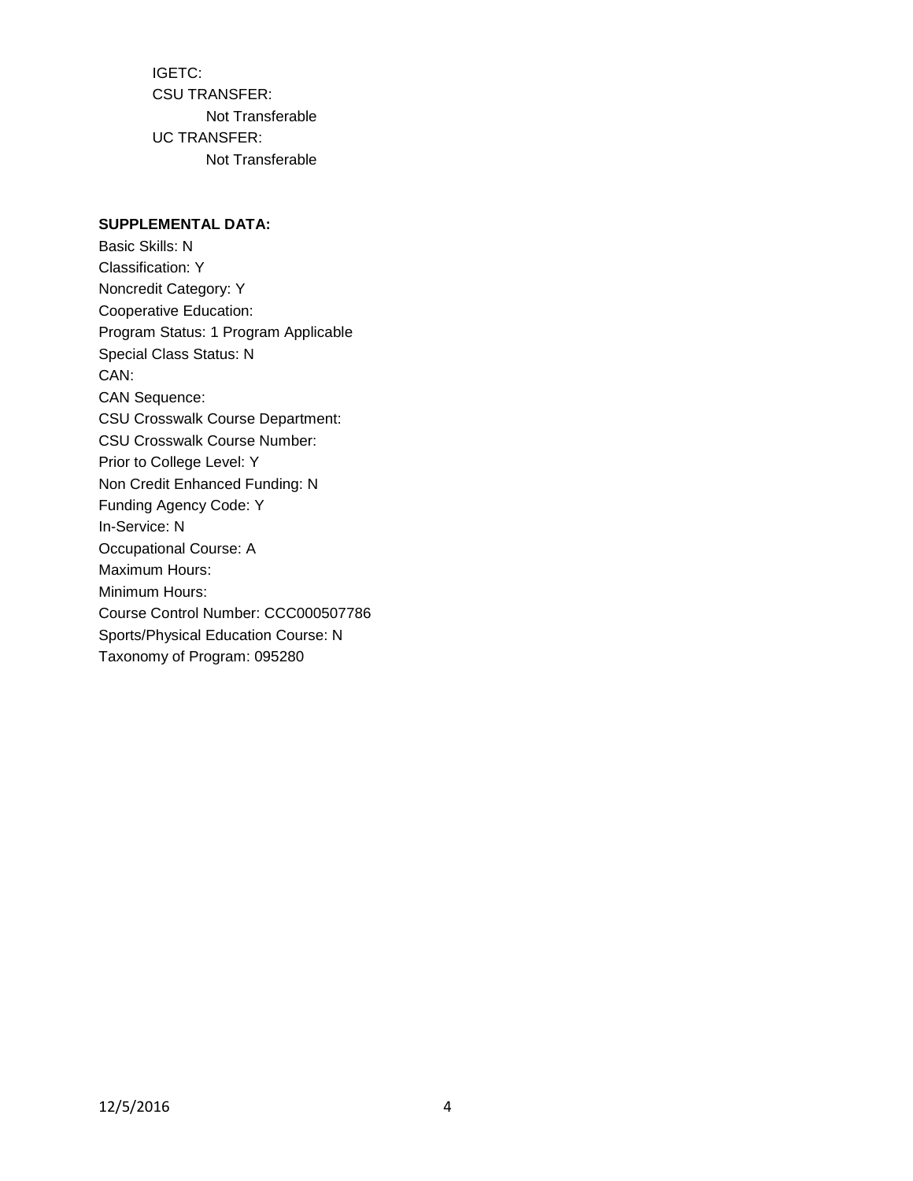IGETC:

CSU TRANSFER:

Not Transferable

UC TRANSFER:

Not Transferable

**SUPPLEMENTAL DATA:**

Basic Skills: N
Classification: Y
Noncredit Category: Y
Cooperative Education:
Program Status: 1 Program Applicable
Special Class Status: N
CAN:
CAN Sequence:
CSU Crosswalk Course Department:
CSU Crosswalk Course Number:
Prior to College Level: Y
Non Credit Enhanced Funding: N
Funding Agency Code: Y
In-Service: N
Occupational Course: A
Maximum Hours:
Minimum Hours:
Course Control Number: CCC000507786
Sports/Physical Education Course: N
Taxonomy of Program: 095280